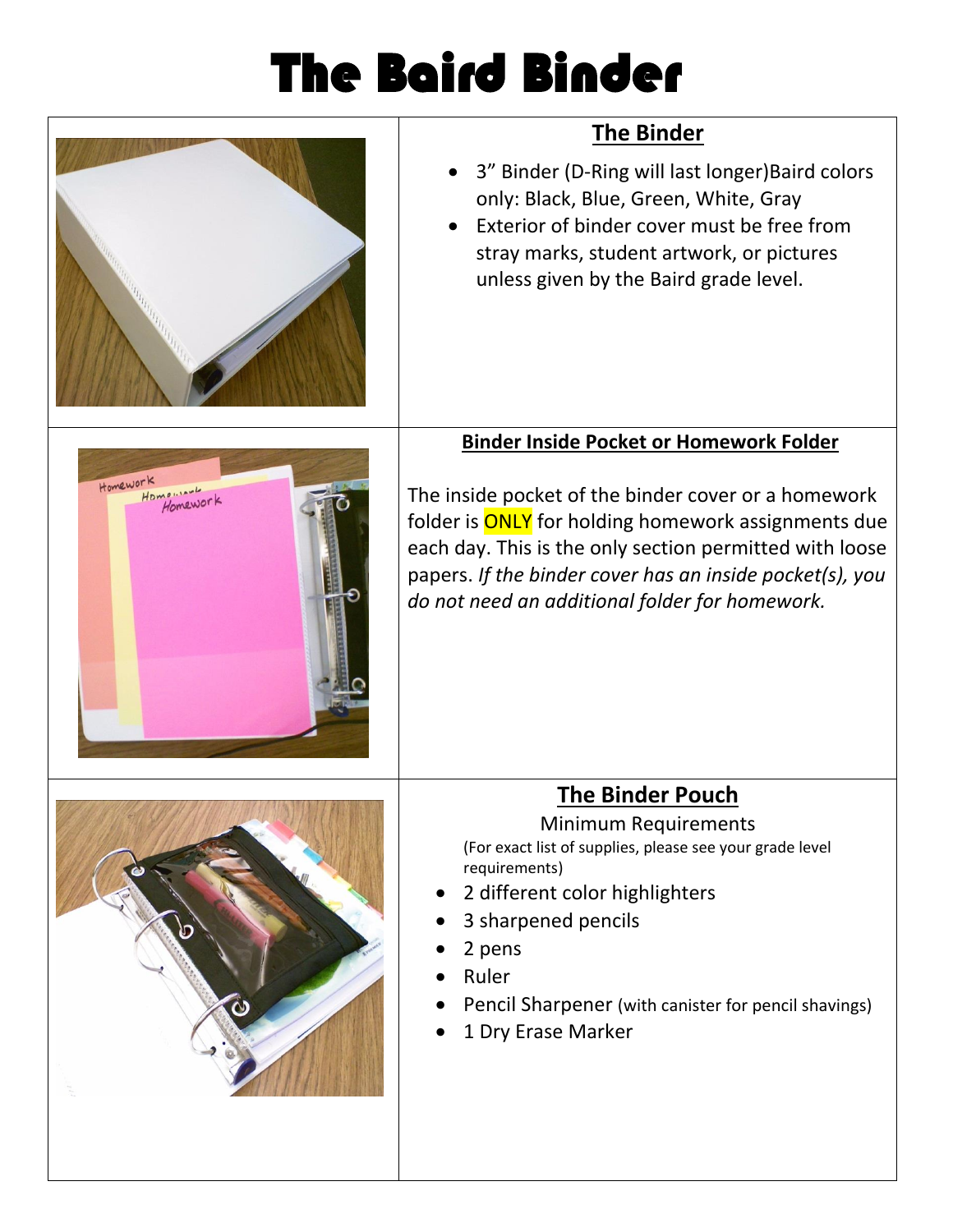# The Baird Binder

## The Binder

- 3" Binder (D-Ring will last longer)Baird colors only: Black, Blue, Green, White, Gray
- Exterior of binder cover must be free from stray marks, student artwork, or pictures unless given by the Baird grade level.

## Binder Inside Pocket or Homework Folder

The inside pocket of the binder cover or a homework folder is ONLY for holding homework assignments due each day. This is the only section permitted with loose papers. *If the binder cover has an inside pocket(s), you do not need an additional folder for homework.*

## The Binder Pouch

Minimum Requirements

(For exact list of supplies, please see your grade level requirements)

- 2 different color highlighters
- 3 sharpened pencils
- 2 pens
- Ruler
- Pencil Sharpener (with canister for pencil shavings)
- 1 Dry Erase Marker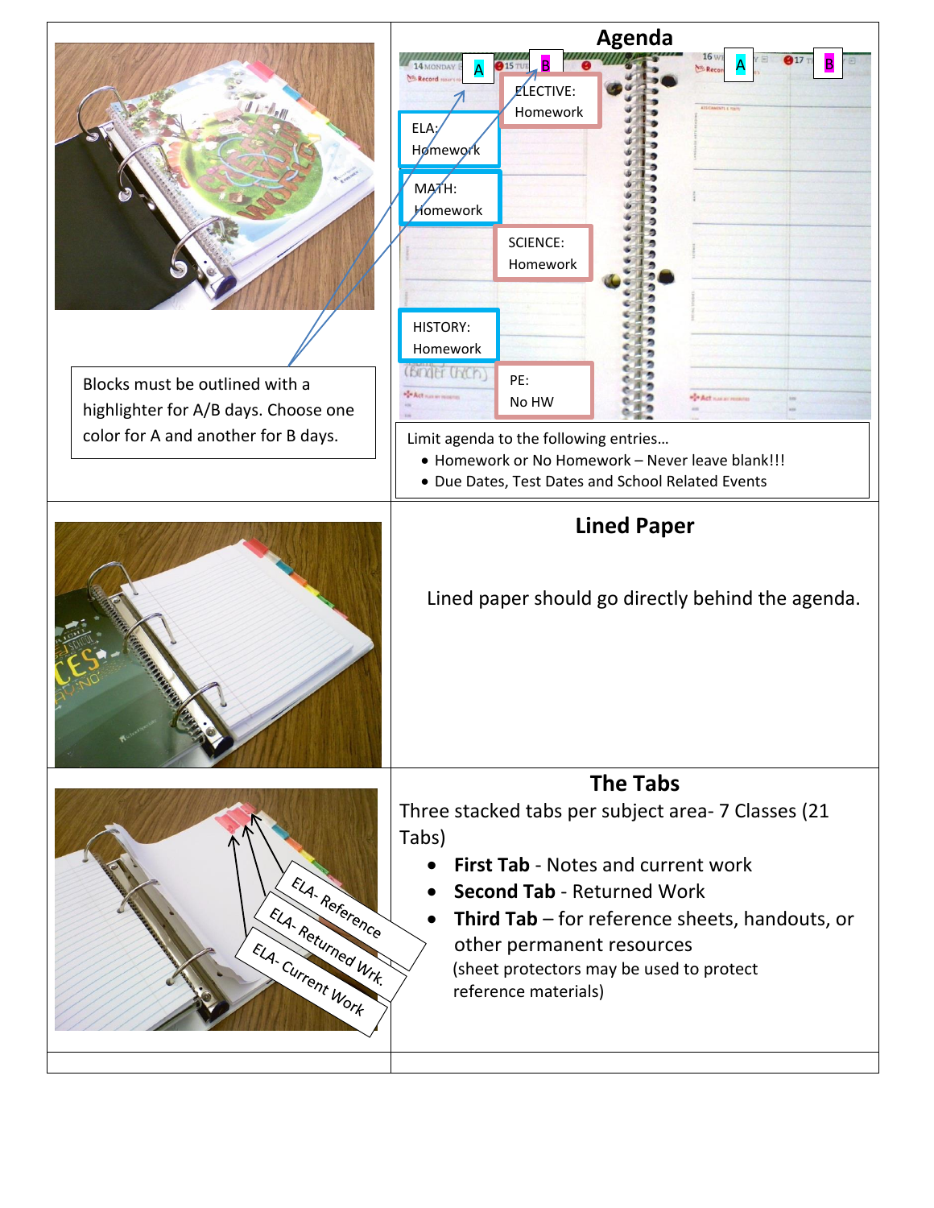## Agenda

A | B | A | B

ELA: Homework

ELECTIVE: Homework

MATH: Homework

SCIENCE: Homework

HISTORY: Homework

PE: No HW

Blocks must be outlined with a highlighter for A/B days. Choose one color for A and another for B days.

Limit agenda to the following entries…

- Homework or No Homework – Never leave blank!!!
- Due Dates, Test Dates and School Related Events

## Lined Paper

Lined paper should go directly behind the agenda.

## The Tabs

ELA- Reference

ELA- Returned Wrk.

ELA- Current Work

Three stacked tabs per subject area- 7 Classes (21 Tabs)

- **First Tab** - Notes and current work
- **Second Tab** - Returned Work
- **Third Tab** – for reference sheets, handouts, or other permanent resources
  (sheet protectors may be used to protect reference materials)